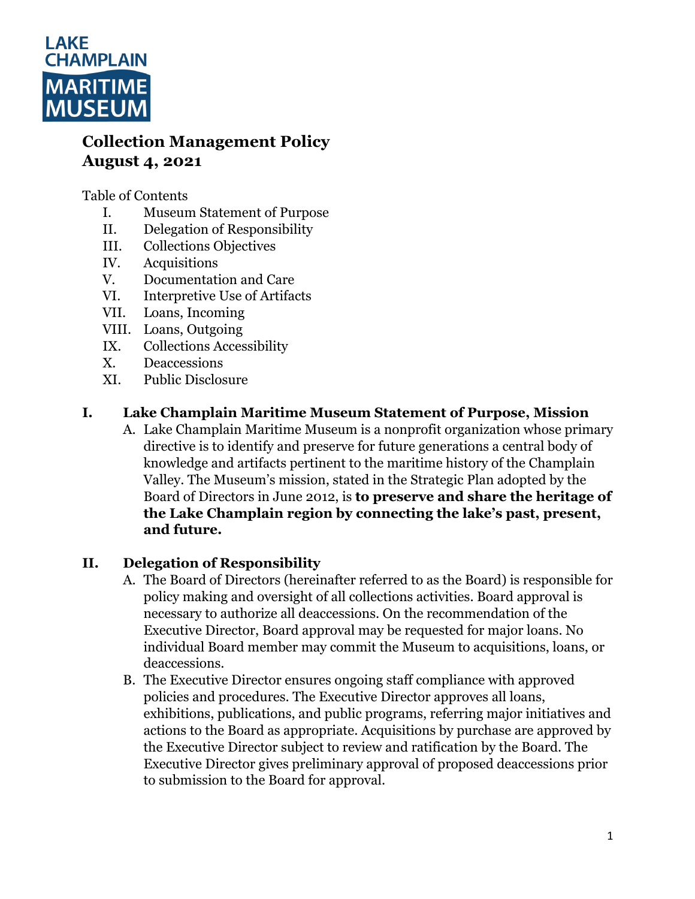LAKE CHAMPLAIN MARITIME MUSEUM

# Collection Management Policy
# August 4, 2021

Table of Contents

- I. Museum Statement of Purpose
- II. Delegation of Responsibility
- III. Collections Objectives
- IV. Acquisitions
- V. Documentation and Care
- VI. Interpretive Use of Artifacts
- VII. Loans, Incoming
- VIII. Loans, Outgoing
- IX. Collections Accessibility
- X. Deaccessions
- XI. Public Disclosure

## I. Lake Champlain Maritime Museum Statement of Purpose, Mission

A. Lake Champlain Maritime Museum is a nonprofit organization whose primary directive is to identify and preserve for future generations a central body of knowledge and artifacts pertinent to the maritime history of the Champlain Valley. The Museum's mission, stated in the Strategic Plan adopted by the Board of Directors in June 2012, is **to preserve and share the heritage of the Lake Champlain region by connecting the lake's past, present, and future.**

## II. Delegation of Responsibility

A. The Board of Directors (hereinafter referred to as the Board) is responsible for policy making and oversight of all collections activities. Board approval is necessary to authorize all deaccessions. On the recommendation of the Executive Director, Board approval may be requested for major loans. No individual Board member may commit the Museum to acquisitions, loans, or deaccessions.

B. The Executive Director ensures ongoing staff compliance with approved policies and procedures. The Executive Director approves all loans, exhibitions, publications, and public programs, referring major initiatives and actions to the Board as appropriate. Acquisitions by purchase are approved by the Executive Director subject to review and ratification by the Board. The Executive Director gives preliminary approval of proposed deaccessions prior to submission to the Board for approval.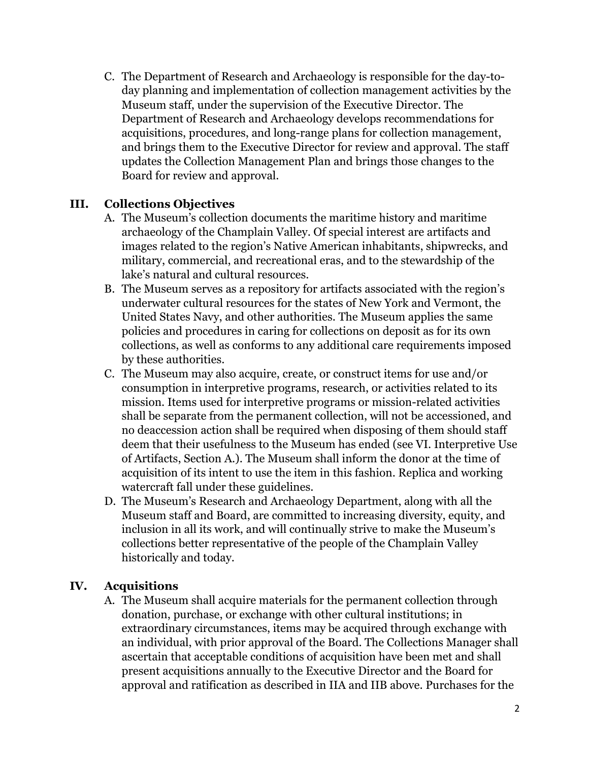C. The Department of Research and Archaeology is responsible for the day-to-day planning and implementation of collection management activities by the Museum staff, under the supervision of the Executive Director. The Department of Research and Archaeology develops recommendations for acquisitions, procedures, and long-range plans for collection management, and brings them to the Executive Director for review and approval. The staff updates the Collection Management Plan and brings those changes to the Board for review and approval.

## III. Collections Objectives

A. The Museum's collection documents the maritime history and maritime archaeology of the Champlain Valley. Of special interest are artifacts and images related to the region's Native American inhabitants, shipwrecks, and military, commercial, and recreational eras, and to the stewardship of the lake's natural and cultural resources.

B. The Museum serves as a repository for artifacts associated with the region's underwater cultural resources for the states of New York and Vermont, the United States Navy, and other authorities. The Museum applies the same policies and procedures in caring for collections on deposit as for its own collections, as well as conforms to any additional care requirements imposed by these authorities.

C. The Museum may also acquire, create, or construct items for use and/or consumption in interpretive programs, research, or activities related to its mission. Items used for interpretive programs or mission-related activities shall be separate from the permanent collection, will not be accessioned, and no deaccession action shall be required when disposing of them should staff deem that their usefulness to the Museum has ended (see VI. Interpretive Use of Artifacts, Section A.). The Museum shall inform the donor at the time of acquisition of its intent to use the item in this fashion. Replica and working watercraft fall under these guidelines.

D. The Museum's Research and Archaeology Department, along with all the Museum staff and Board, are committed to increasing diversity, equity, and inclusion in all its work, and will continually strive to make the Museum's collections better representative of the people of the Champlain Valley historically and today.

## IV. Acquisitions

A. The Museum shall acquire materials for the permanent collection through donation, purchase, or exchange with other cultural institutions; in extraordinary circumstances, items may be acquired through exchange with an individual, with prior approval of the Board. The Collections Manager shall ascertain that acceptable conditions of acquisition have been met and shall present acquisitions annually to the Executive Director and the Board for approval and ratification as described in IIA and IIB above. Purchases for the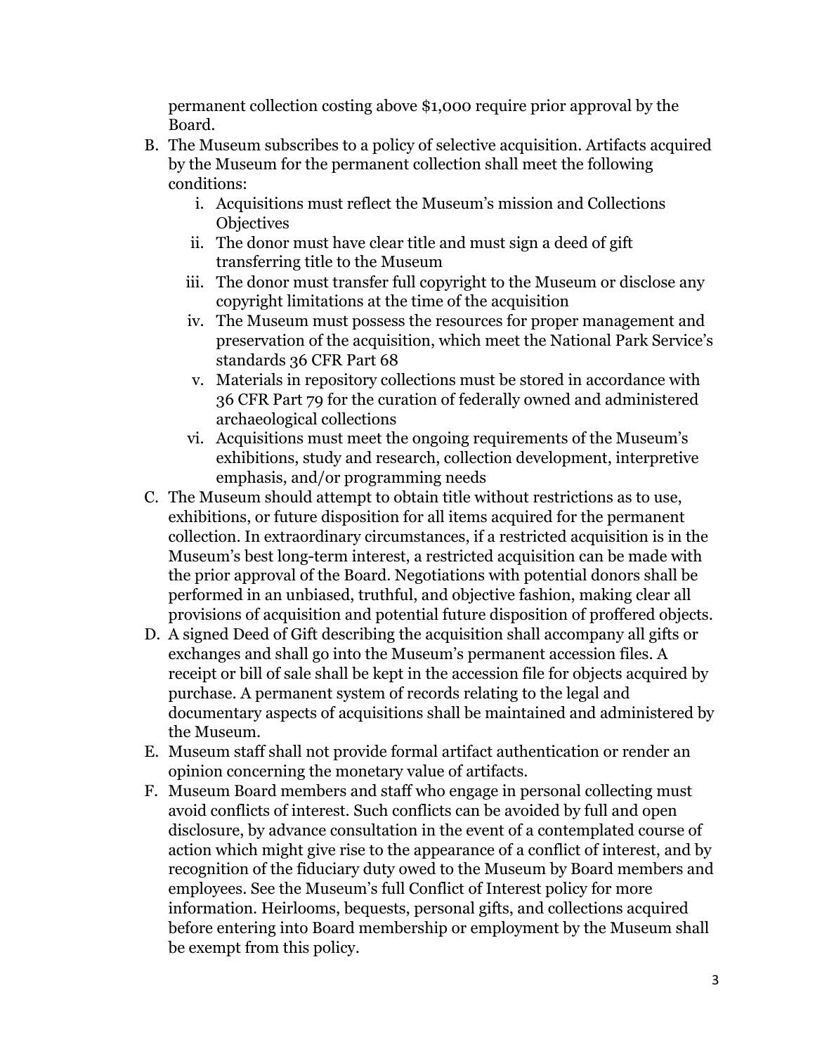permanent collection costing above $1,000 require prior approval by the Board.

B. The Museum subscribes to a policy of selective acquisition. Artifacts acquired by the Museum for the permanent collection shall meet the following conditions:
    i. Acquisitions must reflect the Museum's mission and Collections Objectives
    ii. The donor must have clear title and must sign a deed of gift transferring title to the Museum
    iii. The donor must transfer full copyright to the Museum or disclose any copyright limitations at the time of the acquisition
    iv. The Museum must possess the resources for proper management and preservation of the acquisition, which meet the National Park Service's standards 36 CFR Part 68
    v. Materials in repository collections must be stored in accordance with 36 CFR Part 79 for the curation of federally owned and administered archaeological collections
    vi. Acquisitions must meet the ongoing requirements of the Museum's exhibitions, study and research, collection development, interpretive emphasis, and/or programming needs
C. The Museum should attempt to obtain title without restrictions as to use, exhibitions, or future disposition for all items acquired for the permanent collection. In extraordinary circumstances, if a restricted acquisition is in the Museum's best long-term interest, a restricted acquisition can be made with the prior approval of the Board. Negotiations with potential donors shall be performed in an unbiased, truthful, and objective fashion, making clear all provisions of acquisition and potential future disposition of proffered objects.
D. A signed Deed of Gift describing the acquisition shall accompany all gifts or exchanges and shall go into the Museum's permanent accession files. A receipt or bill of sale shall be kept in the accession file for objects acquired by purchase. A permanent system of records relating to the legal and documentary aspects of acquisitions shall be maintained and administered by the Museum.
E. Museum staff shall not provide formal artifact authentication or render an opinion concerning the monetary value of artifacts.
F. Museum Board members and staff who engage in personal collecting must avoid conflicts of interest. Such conflicts can be avoided by full and open disclosure, by advance consultation in the event of a contemplated course of action which might give rise to the appearance of a conflict of interest, and by recognition of the fiduciary duty owed to the Museum by Board members and employees. See the Museum's full Conflict of Interest policy for more information. Heirlooms, bequests, personal gifts, and collections acquired before entering into Board membership or employment by the Museum shall be exempt from this policy.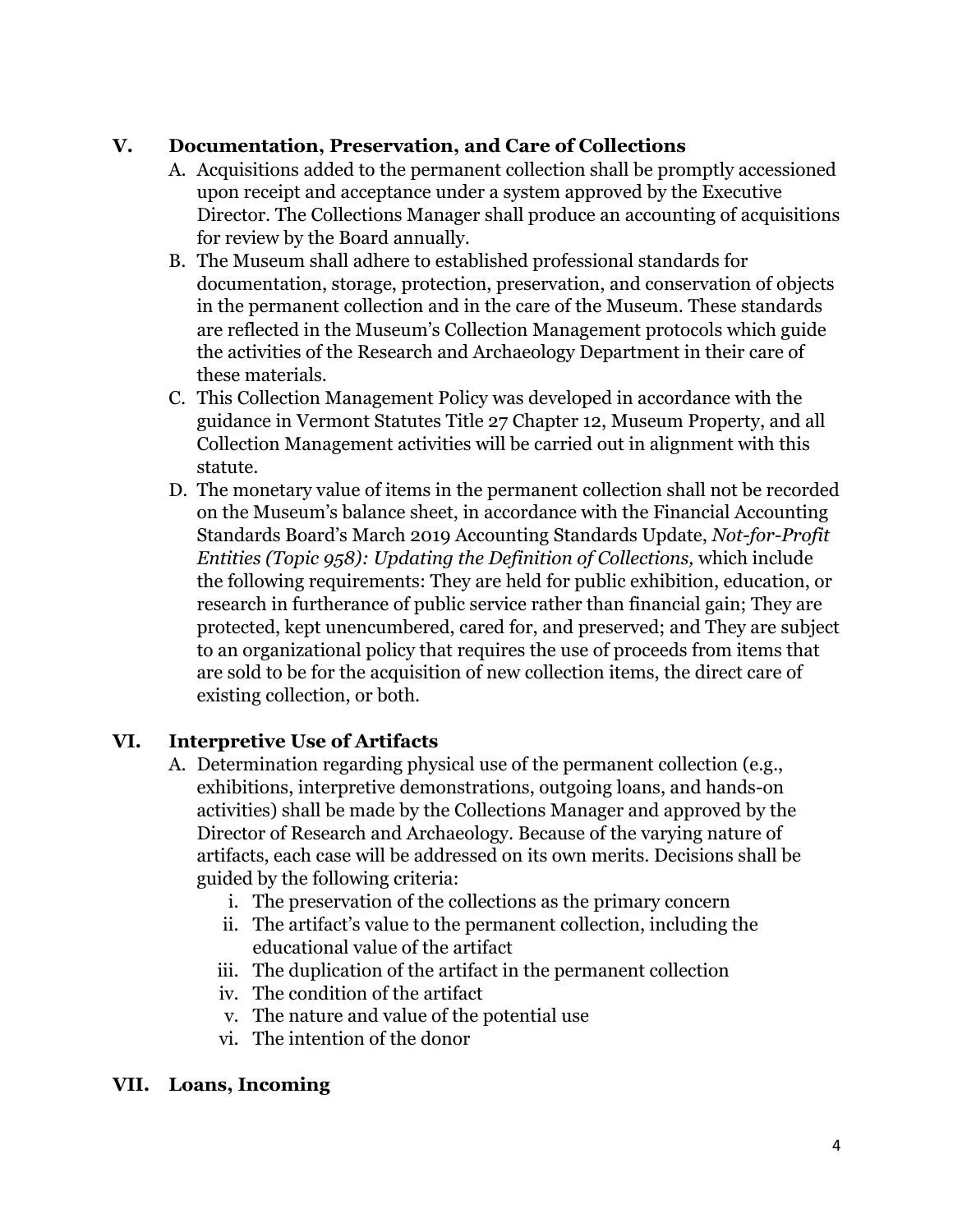## V. Documentation, Preservation, and Care of Collections

A. Acquisitions added to the permanent collection shall be promptly accessioned upon receipt and acceptance under a system approved by the Executive Director. The Collections Manager shall produce an accounting of acquisitions for review by the Board annually.

B. The Museum shall adhere to established professional standards for documentation, storage, protection, preservation, and conservation of objects in the permanent collection and in the care of the Museum. These standards are reflected in the Museum's Collection Management protocols which guide the activities of the Research and Archaeology Department in their care of these materials.

C. This Collection Management Policy was developed in accordance with the guidance in Vermont Statutes Title 27 Chapter 12, Museum Property, and all Collection Management activities will be carried out in alignment with this statute.

D. The monetary value of items in the permanent collection shall not be recorded on the Museum's balance sheet, in accordance with the Financial Accounting Standards Board's March 2019 Accounting Standards Update, *Not-for-Profit Entities (Topic 958): Updating the Definition of Collections,* which include the following requirements: They are held for public exhibition, education, or research in furtherance of public service rather than financial gain; They are protected, kept unencumbered, cared for, and preserved; and They are subject to an organizational policy that requires the use of proceeds from items that are sold to be for the acquisition of new collection items, the direct care of existing collection, or both.

## VI. Interpretive Use of Artifacts

A. Determination regarding physical use of the permanent collection (e.g., exhibitions, interpretive demonstrations, outgoing loans, and hands-on activities) shall be made by the Collections Manager and approved by the Director of Research and Archaeology. Because of the varying nature of artifacts, each case will be addressed on its own merits. Decisions shall be guided by the following criteria:

   i. The preservation of the collections as the primary concern
   ii. The artifact's value to the permanent collection, including the educational value of the artifact
   iii. The duplication of the artifact in the permanent collection
   iv. The condition of the artifact
   v. The nature and value of the potential use
   vi. The intention of the donor

## VII. Loans, Incoming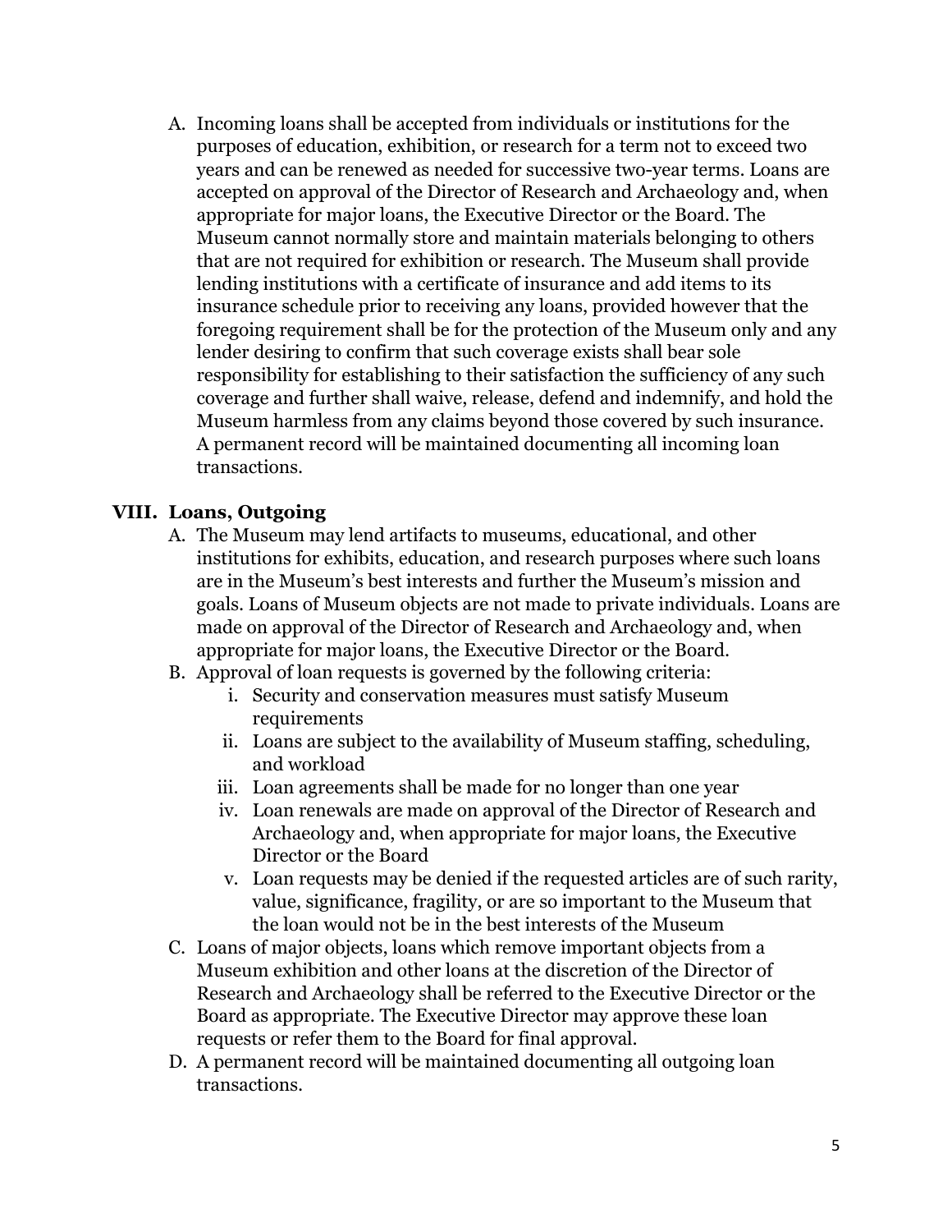A. Incoming loans shall be accepted from individuals or institutions for the purposes of education, exhibition, or research for a term not to exceed two years and can be renewed as needed for successive two-year terms. Loans are accepted on approval of the Director of Research and Archaeology and, when appropriate for major loans, the Executive Director or the Board. The Museum cannot normally store and maintain materials belonging to others that are not required for exhibition or research. The Museum shall provide lending institutions with a certificate of insurance and add items to its insurance schedule prior to receiving any loans, provided however that the foregoing requirement shall be for the protection of the Museum only and any lender desiring to confirm that such coverage exists shall bear sole responsibility for establishing to their satisfaction the sufficiency of any such coverage and further shall waive, release, defend and indemnify, and hold the Museum harmless from any claims beyond those covered by such insurance. A permanent record will be maintained documenting all incoming loan transactions.

## VIII. Loans, Outgoing

A. The Museum may lend artifacts to museums, educational, and other institutions for exhibits, education, and research purposes where such loans are in the Museum's best interests and further the Museum's mission and goals. Loans of Museum objects are not made to private individuals. Loans are made on approval of the Director of Research and Archaeology and, when appropriate for major loans, the Executive Director or the Board.

B. Approval of loan requests is governed by the following criteria:
   i. Security and conservation measures must satisfy Museum requirements
   ii. Loans are subject to the availability of Museum staffing, scheduling, and workload
   iii. Loan agreements shall be made for no longer than one year
   iv. Loan renewals are made on approval of the Director of Research and Archaeology and, when appropriate for major loans, the Executive Director or the Board
   v. Loan requests may be denied if the requested articles are of such rarity, value, significance, fragility, or are so important to the Museum that the loan would not be in the best interests of the Museum

C. Loans of major objects, loans which remove important objects from a Museum exhibition and other loans at the discretion of the Director of Research and Archaeology shall be referred to the Executive Director or the Board as appropriate. The Executive Director may approve these loan requests or refer them to the Board for final approval.

D. A permanent record will be maintained documenting all outgoing loan transactions.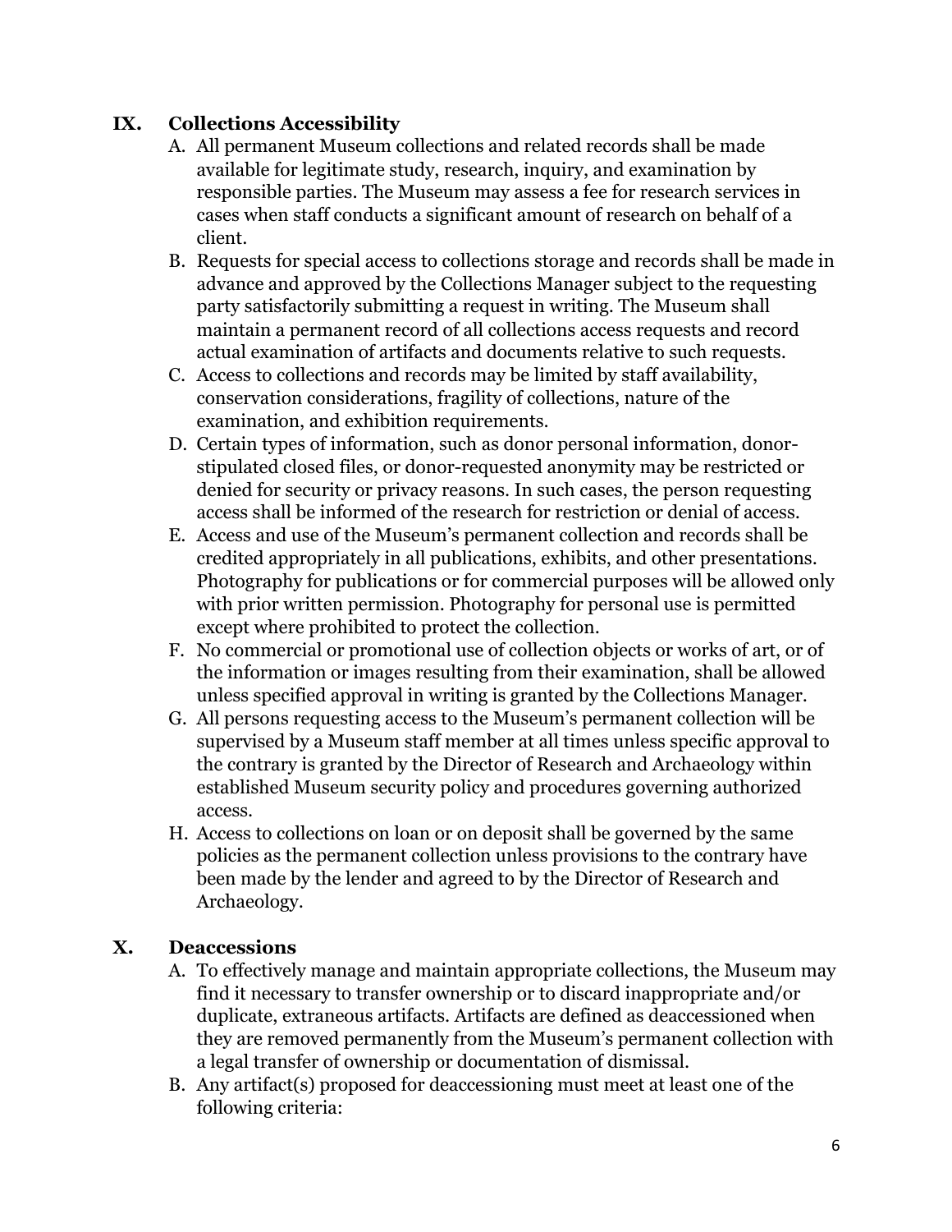## IX. Collections Accessibility

A. All permanent Museum collections and related records shall be made available for legitimate study, research, inquiry, and examination by responsible parties. The Museum may assess a fee for research services in cases when staff conducts a significant amount of research on behalf of a client.

B. Requests for special access to collections storage and records shall be made in advance and approved by the Collections Manager subject to the requesting party satisfactorily submitting a request in writing. The Museum shall maintain a permanent record of all collections access requests and record actual examination of artifacts and documents relative to such requests.

C. Access to collections and records may be limited by staff availability, conservation considerations, fragility of collections, nature of the examination, and exhibition requirements.

D. Certain types of information, such as donor personal information, donor-stipulated closed files, or donor-requested anonymity may be restricted or denied for security or privacy reasons. In such cases, the person requesting access shall be informed of the research for restriction or denial of access.

E. Access and use of the Museum's permanent collection and records shall be credited appropriately in all publications, exhibits, and other presentations. Photography for publications or for commercial purposes will be allowed only with prior written permission. Photography for personal use is permitted except where prohibited to protect the collection.

F. No commercial or promotional use of collection objects or works of art, or of the information or images resulting from their examination, shall be allowed unless specified approval in writing is granted by the Collections Manager.

G. All persons requesting access to the Museum's permanent collection will be supervised by a Museum staff member at all times unless specific approval to the contrary is granted by the Director of Research and Archaeology within established Museum security policy and procedures governing authorized access.

H. Access to collections on loan or on deposit shall be governed by the same policies as the permanent collection unless provisions to the contrary have been made by the lender and agreed to by the Director of Research and Archaeology.

## X. Deaccessions

A. To effectively manage and maintain appropriate collections, the Museum may find it necessary to transfer ownership or to discard inappropriate and/or duplicate, extraneous artifacts. Artifacts are defined as deaccessioned when they are removed permanently from the Museum's permanent collection with a legal transfer of ownership or documentation of dismissal.

B. Any artifact(s) proposed for deaccessioning must meet at least one of the following criteria: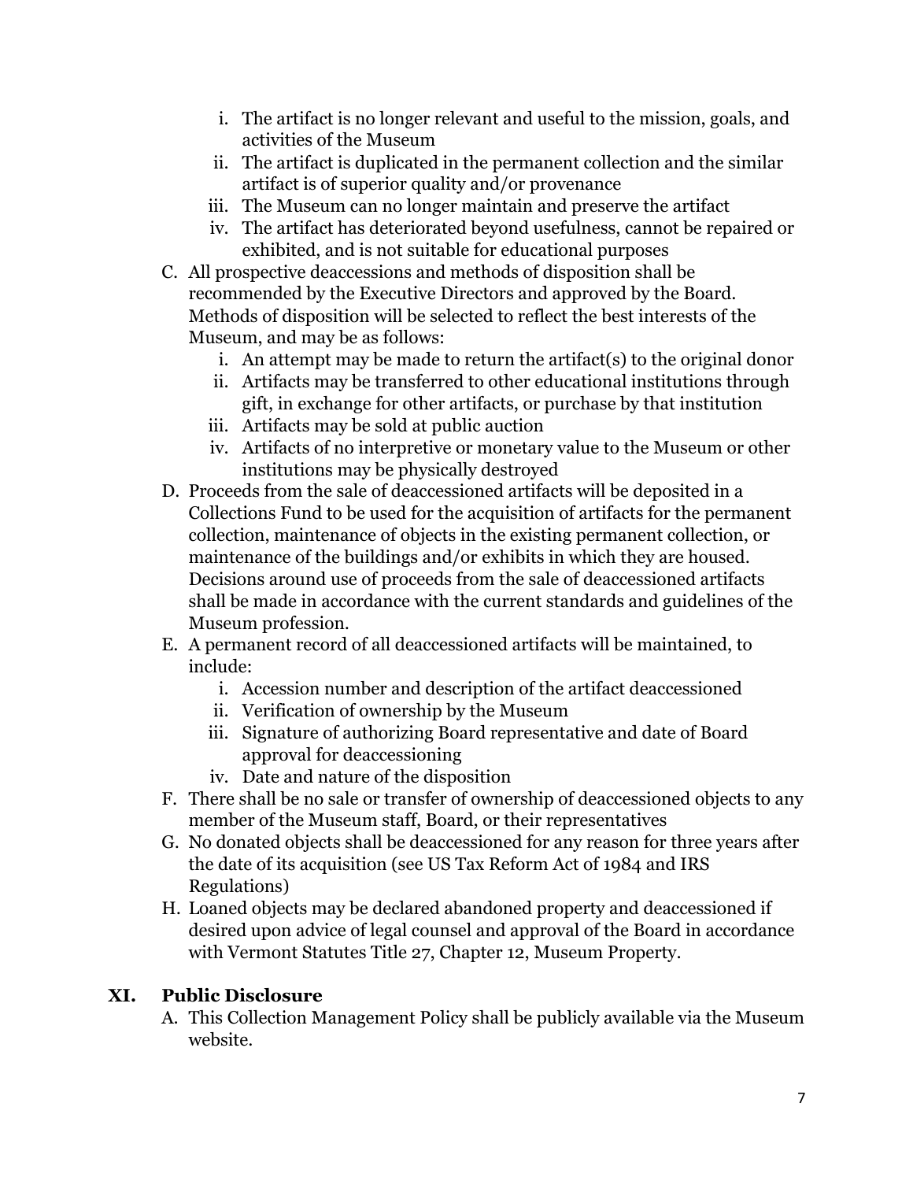i. The artifact is no longer relevant and useful to the mission, goals, and activities of the Museum
   ii. The artifact is duplicated in the permanent collection and the similar artifact is of superior quality and/or provenance
   iii. The Museum can no longer maintain and preserve the artifact
   iv. The artifact has deteriorated beyond usefulness, cannot be repaired or exhibited, and is not suitable for educational purposes

C. All prospective deaccessions and methods of disposition shall be recommended by the Executive Directors and approved by the Board. Methods of disposition will be selected to reflect the best interests of the Museum, and may be as follows:
   i. An attempt may be made to return the artifact(s) to the original donor
   ii. Artifacts may be transferred to other educational institutions through gift, in exchange for other artifacts, or purchase by that institution
   iii. Artifacts may be sold at public auction
   iv. Artifacts of no interpretive or monetary value to the Museum or other institutions may be physically destroyed

D. Proceeds from the sale of deaccessioned artifacts will be deposited in a Collections Fund to be used for the acquisition of artifacts for the permanent collection, maintenance of objects in the existing permanent collection, or maintenance of the buildings and/or exhibits in which they are housed. Decisions around use of proceeds from the sale of deaccessioned artifacts shall be made in accordance with the current standards and guidelines of the Museum profession.

E. A permanent record of all deaccessioned artifacts will be maintained, to include:
   i. Accession number and description of the artifact deaccessioned
   ii. Verification of ownership by the Museum
   iii. Signature of authorizing Board representative and date of Board approval for deaccessioning
   iv. Date and nature of the disposition

F. There shall be no sale or transfer of ownership of deaccessioned objects to any member of the Museum staff, Board, or their representatives

G. No donated objects shall be deaccessioned for any reason for three years after the date of its acquisition (see US Tax Reform Act of 1984 and IRS Regulations)

H. Loaned objects may be declared abandoned property and deaccessioned if desired upon advice of legal counsel and approval of the Board in accordance with Vermont Statutes Title 27, Chapter 12, Museum Property.

## XI. Public Disclosure

A. This Collection Management Policy shall be publicly available via the Museum website.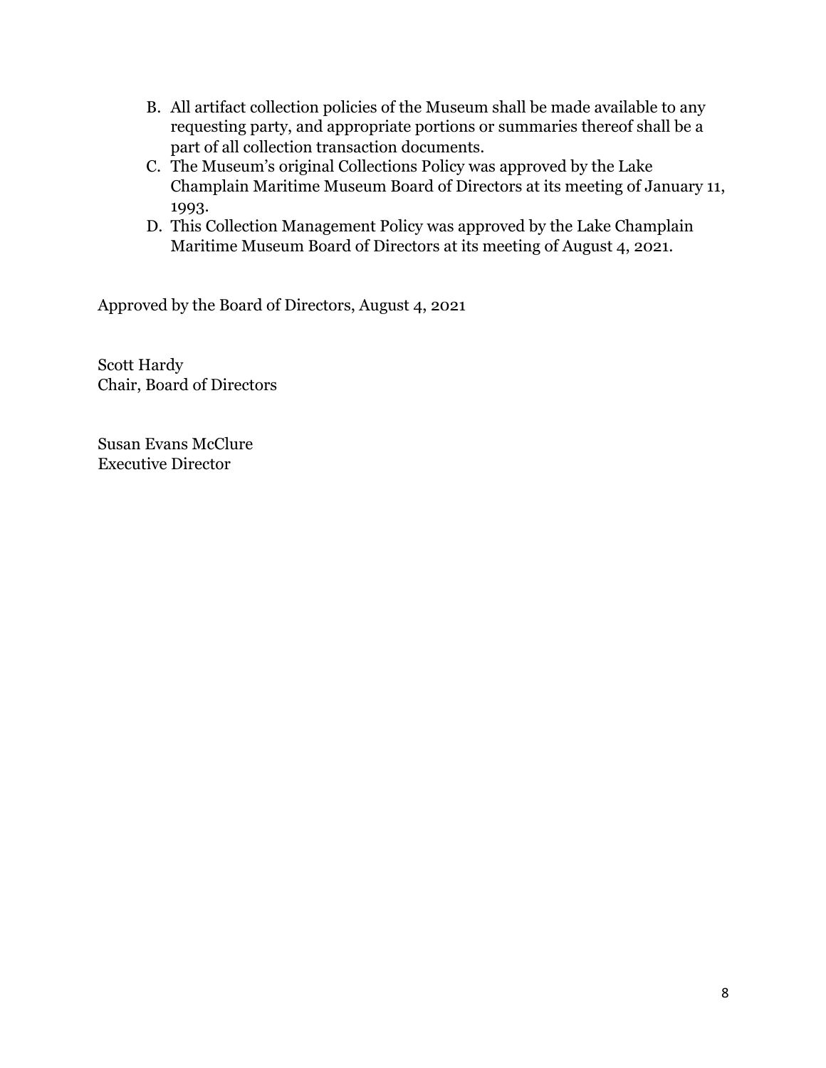B. All artifact collection policies of the Museum shall be made available to any requesting party, and appropriate portions or summaries thereof shall be a part of all collection transaction documents.

C. The Museum's original Collections Policy was approved by the Lake Champlain Maritime Museum Board of Directors at its meeting of January 11, 1993.

D. This Collection Management Policy was approved by the Lake Champlain Maritime Museum Board of Directors at its meeting of August 4, 2021.

Approved by the Board of Directors, August 4, 2021

Scott Hardy
Chair, Board of Directors

Susan Evans McClure
Executive Director